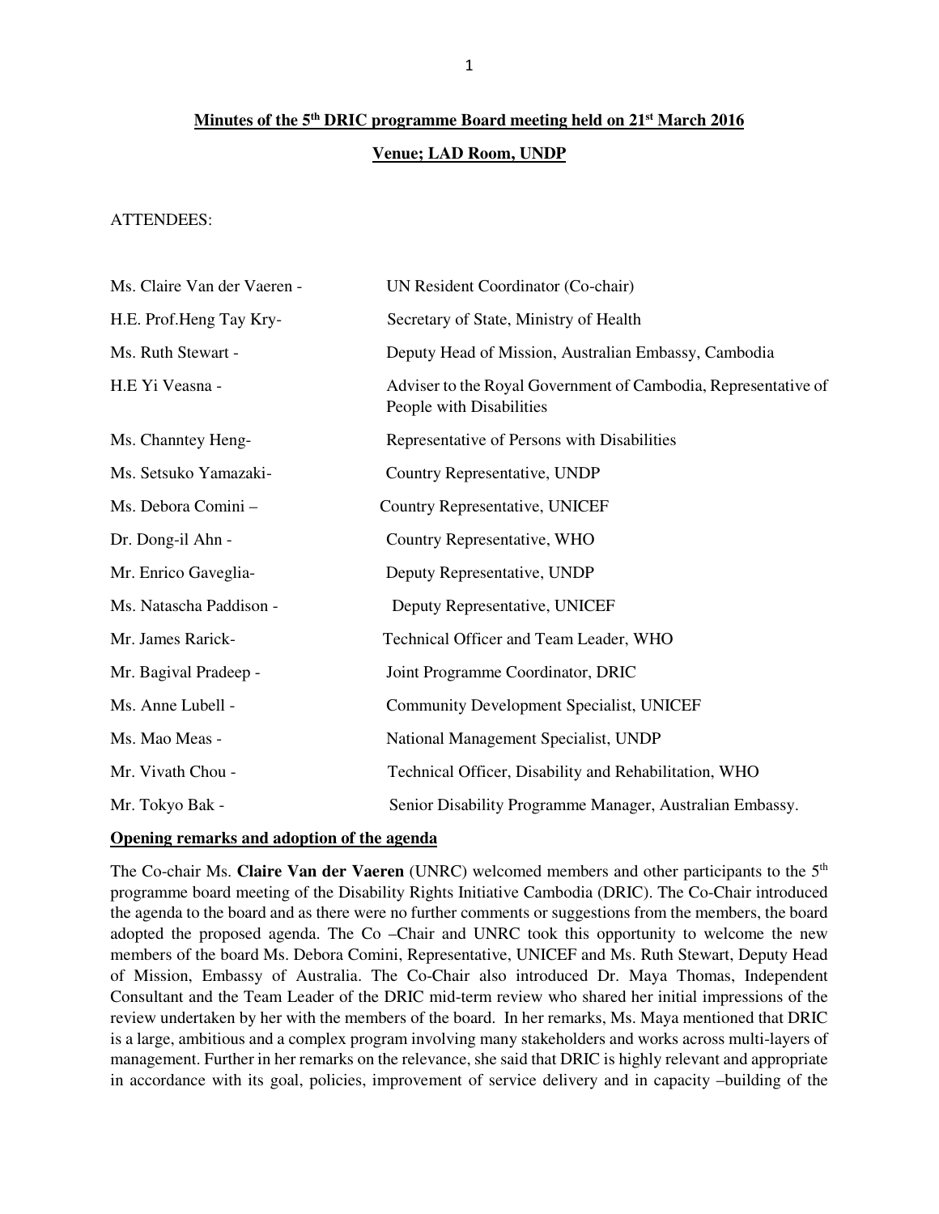**Minutes of the 5th DRIC programme Board meeting held on 21st March 2016**

**Venue; LAD Room, UNDP**

ATTENDEES:

| | |
|---|---|
| Ms. Claire Van der Vaeren - | UN Resident Coordinator (Co-chair) |
| H.E. Prof.Heng Tay Kry- | Secretary of State, Ministry of Health |
| Ms. Ruth Stewart - | Deputy Head of Mission, Australian Embassy, Cambodia |
| H.E Yi Veasna - | Adviser to the Royal Government of Cambodia, Representative of People with Disabilities |
| Ms. Channtey Heng- | Representative of Persons with Disabilities |
| Ms. Setsuko Yamazaki- | Country Representative, UNDP |
| Ms. Debora Comini – | Country Representative, UNICEF |
| Dr. Dong-il Ahn - | Country Representative, WHO |
| Mr. Enrico Gaveglia- | Deputy Representative, UNDP |
| Ms. Natascha Paddison - | Deputy Representative, UNICEF |
| Mr. James Rarick- | Technical Officer and Team Leader, WHO |
| Mr. Bagival Pradeep - | Joint Programme Coordinator, DRIC |
| Ms. Anne Lubell - | Community Development Specialist, UNICEF |
| Ms. Mao Meas - | National Management Specialist, UNDP |
| Mr. Vivath Chou - | Technical Officer, Disability and Rehabilitation, WHO |
| Mr. Tokyo Bak - | Senior Disability Programme Manager, Australian Embassy. |

**Opening remarks and adoption of the agenda**

The Co-chair Ms. **Claire Van der Vaeren** (UNRC) welcomed members and other participants to the 5th programme board meeting of the Disability Rights Initiative Cambodia (DRIC). The Co-Chair introduced the agenda to the board and as there were no further comments or suggestions from the members, the board adopted the proposed agenda. The Co –Chair and UNRC took this opportunity to welcome the new members of the board Ms. Debora Comini, Representative, UNICEF and Ms. Ruth Stewart, Deputy Head of Mission, Embassy of Australia. The Co-Chair also introduced Dr. Maya Thomas, Independent Consultant and the Team Leader of the DRIC mid-term review who shared her initial impressions of the review undertaken by her with the members of the board. In her remarks, Ms. Maya mentioned that DRIC is a large, ambitious and a complex program involving many stakeholders and works across multi-layers of management. Further in her remarks on the relevance, she said that DRIC is highly relevant and appropriate in accordance with its goal, policies, improvement of service delivery and in capacity –building of the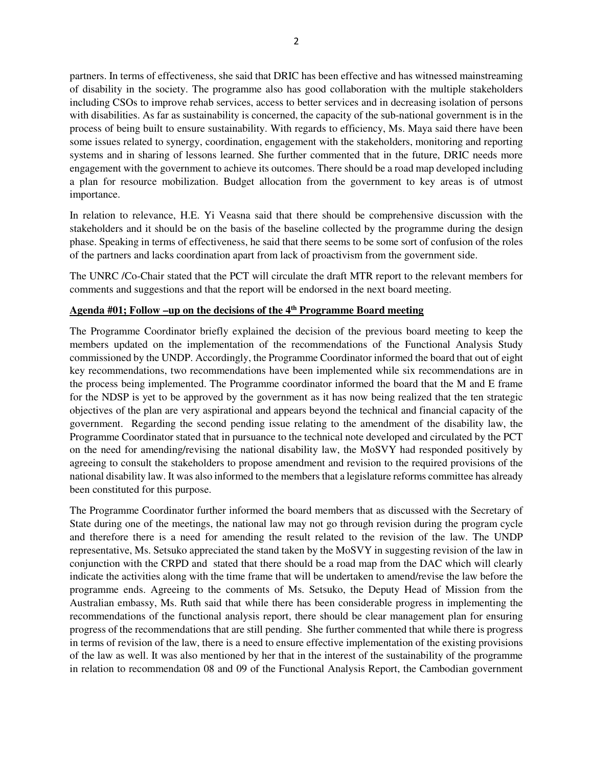partners. In terms of effectiveness, she said that DRIC has been effective and has witnessed mainstreaming of disability in the society. The programme also has good collaboration with the multiple stakeholders including CSOs to improve rehab services, access to better services and in decreasing isolation of persons with disabilities. As far as sustainability is concerned, the capacity of the sub-national government is in the process of being built to ensure sustainability. With regards to efficiency, Ms. Maya said there have been some issues related to synergy, coordination, engagement with the stakeholders, monitoring and reporting systems and in sharing of lessons learned. She further commented that in the future, DRIC needs more engagement with the government to achieve its outcomes. There should be a road map developed including a plan for resource mobilization. Budget allocation from the government to key areas is of utmost importance.

In relation to relevance, H.E. Yi Veasna said that there should be comprehensive discussion with the stakeholders and it should be on the basis of the baseline collected by the programme during the design phase. Speaking in terms of effectiveness, he said that there seems to be some sort of confusion of the roles of the partners and lacks coordination apart from lack of proactivism from the government side.

The UNRC /Co-Chair stated that the PCT will circulate the draft MTR report to the relevant members for comments and suggestions and that the report will be endorsed in the next board meeting.

**Agenda #01; Follow –up on the decisions of the 4th Programme Board meeting**

The Programme Coordinator briefly explained the decision of the previous board meeting to keep the members updated on the implementation of the recommendations of the Functional Analysis Study commissioned by the UNDP. Accordingly, the Programme Coordinator informed the board that out of eight key recommendations, two recommendations have been implemented while six recommendations are in the process being implemented. The Programme coordinator informed the board that the M and E frame for the NDSP is yet to be approved by the government as it has now being realized that the ten strategic objectives of the plan are very aspirational and appears beyond the technical and financial capacity of the government. Regarding the second pending issue relating to the amendment of the disability law, the Programme Coordinator stated that in pursuance to the technical note developed and circulated by the PCT on the need for amending/revising the national disability law, the MoSVY had responded positively by agreeing to consult the stakeholders to propose amendment and revision to the required provisions of the national disability law. It was also informed to the members that a legislature reforms committee has already been constituted for this purpose.

The Programme Coordinator further informed the board members that as discussed with the Secretary of State during one of the meetings, the national law may not go through revision during the program cycle and therefore there is a need for amending the result related to the revision of the law. The UNDP representative, Ms. Setsuko appreciated the stand taken by the MoSVY in suggesting revision of the law in conjunction with the CRPD and stated that there should be a road map from the DAC which will clearly indicate the activities along with the time frame that will be undertaken to amend/revise the law before the programme ends. Agreeing to the comments of Ms. Setsuko, the Deputy Head of Mission from the Australian embassy, Ms. Ruth said that while there has been considerable progress in implementing the recommendations of the functional analysis report, there should be clear management plan for ensuring progress of the recommendations that are still pending. She further commented that while there is progress in terms of revision of the law, there is a need to ensure effective implementation of the existing provisions of the law as well. It was also mentioned by her that in the interest of the sustainability of the programme in relation to recommendation 08 and 09 of the Functional Analysis Report, the Cambodian government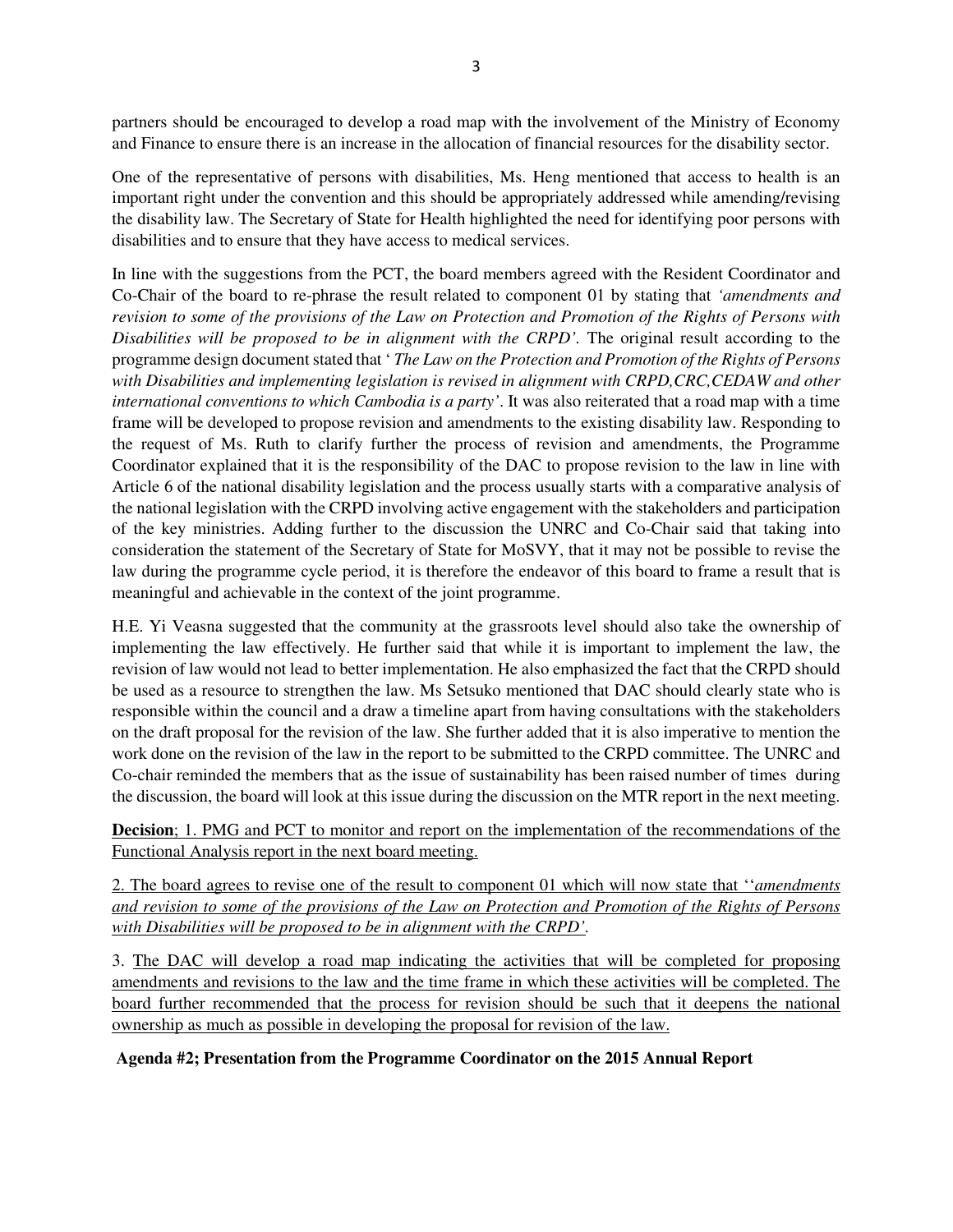partners should be encouraged to develop a road map with the involvement of the Ministry of Economy and Finance to ensure there is an increase in the allocation of financial resources for the disability sector.

One of the representative of persons with disabilities, Ms. Heng mentioned that access to health is an important right under the convention and this should be appropriately addressed while amending/revising the disability law. The Secretary of State for Health highlighted the need for identifying poor persons with disabilities and to ensure that they have access to medical services.

In line with the suggestions from the PCT, the board members agreed with the Resident Coordinator and Co-Chair of the board to re-phrase the result related to component 01 by stating that *'amendments and revision to some of the provisions of the Law on Protection and Promotion of the Rights of Persons with Disabilities will be proposed to be in alignment with the CRPD'*. The original result according to the programme design document stated that ' *The Law on the Protection and Promotion of the Rights of Persons with Disabilities and implementing legislation is revised in alignment with CRPD,CRC,CEDAW and other international conventions to which Cambodia is a party'*. It was also reiterated that a road map with a time frame will be developed to propose revision and amendments to the existing disability law. Responding to the request of Ms. Ruth to clarify further the process of revision and amendments, the Programme Coordinator explained that it is the responsibility of the DAC to propose revision to the law in line with Article 6 of the national disability legislation and the process usually starts with a comparative analysis of the national legislation with the CRPD involving active engagement with the stakeholders and participation of the key ministries. Adding further to the discussion the UNRC and Co-Chair said that taking into consideration the statement of the Secretary of State for MoSVY, that it may not be possible to revise the law during the programme cycle period, it is therefore the endeavor of this board to frame a result that is meaningful and achievable in the context of the joint programme.

H.E. Yi Veasna suggested that the community at the grassroots level should also take the ownership of implementing the law effectively. He further said that while it is important to implement the law, the revision of law would not lead to better implementation. He also emphasized the fact that the CRPD should be used as a resource to strengthen the law. Ms Setsuko mentioned that DAC should clearly state who is responsible within the council and a draw a timeline apart from having consultations with the stakeholders on the draft proposal for the revision of the law. She further added that it is also imperative to mention the work done on the revision of the law in the report to be submitted to the CRPD committee. The UNRC and Co-chair reminded the members that as the issue of sustainability has been raised number of times during the discussion, the board will look at this issue during the discussion on the MTR report in the next meeting.

**Decision**; 1. PMG and PCT to monitor and report on the implementation of the recommendations of the Functional Analysis report in the next board meeting.

2. The board agrees to revise one of the result to component 01 which will now state that ''*amendments and revision to some of the provisions of the Law on Protection and Promotion of the Rights of Persons with Disabilities will be proposed to be in alignment with the CRPD'*.

3. The DAC will develop a road map indicating the activities that will be completed for proposing amendments and revisions to the law and the time frame in which these activities will be completed. The board further recommended that the process for revision should be such that it deepens the national ownership as much as possible in developing the proposal for revision of the law.

**Agenda #2; Presentation from the Programme Coordinator on the 2015 Annual Report**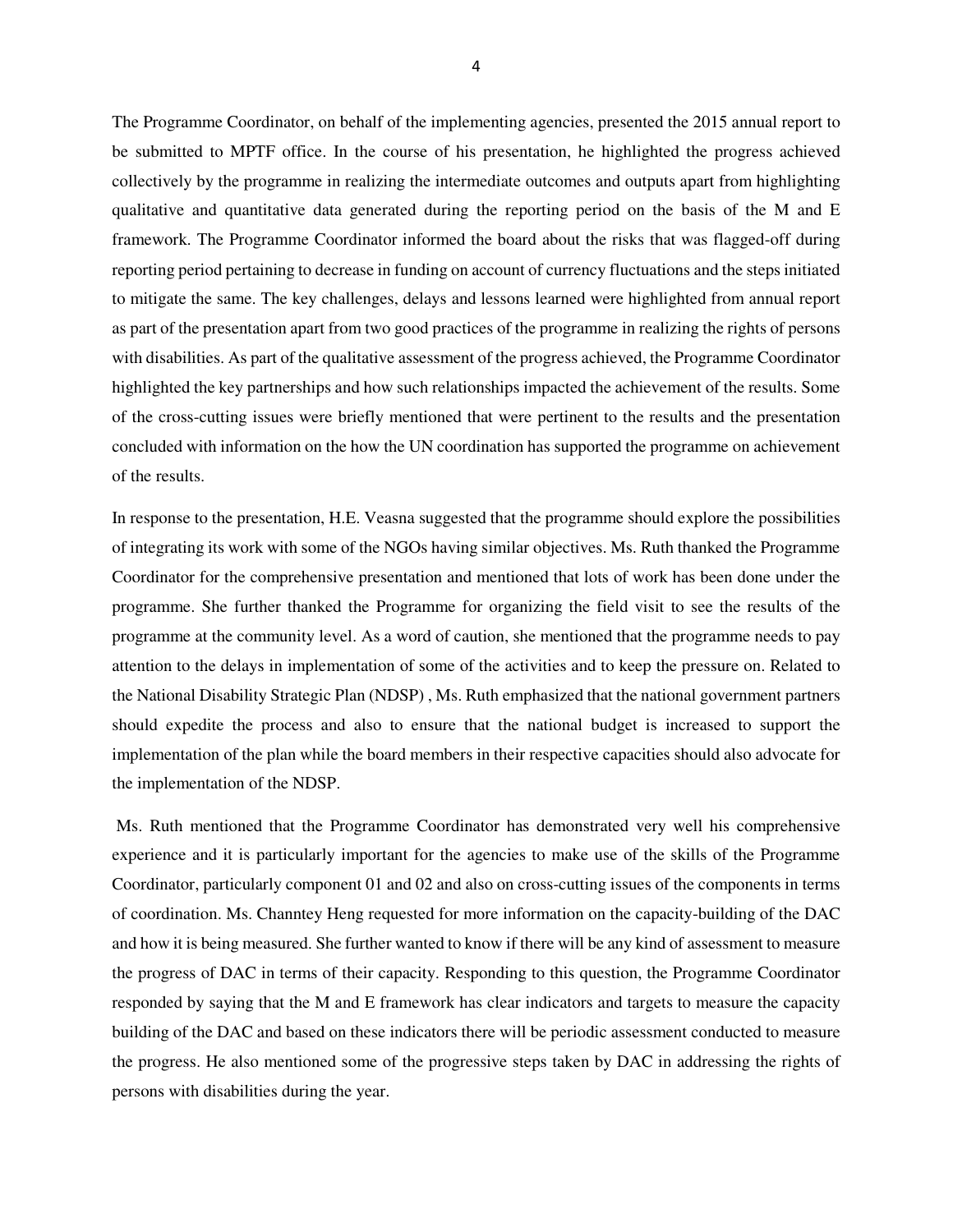The Programme Coordinator, on behalf of the implementing agencies, presented the 2015 annual report to be submitted to MPTF office. In the course of his presentation, he highlighted the progress achieved collectively by the programme in realizing the intermediate outcomes and outputs apart from highlighting qualitative and quantitative data generated during the reporting period on the basis of the M and E framework. The Programme Coordinator informed the board about the risks that was flagged-off during reporting period pertaining to decrease in funding on account of currency fluctuations and the steps initiated to mitigate the same. The key challenges, delays and lessons learned were highlighted from annual report as part of the presentation apart from two good practices of the programme in realizing the rights of persons with disabilities. As part of the qualitative assessment of the progress achieved, the Programme Coordinator highlighted the key partnerships and how such relationships impacted the achievement of the results. Some of the cross-cutting issues were briefly mentioned that were pertinent to the results and the presentation concluded with information on the how the UN coordination has supported the programme on achievement of the results.

In response to the presentation, H.E. Veasna suggested that the programme should explore the possibilities of integrating its work with some of the NGOs having similar objectives. Ms. Ruth thanked the Programme Coordinator for the comprehensive presentation and mentioned that lots of work has been done under the programme. She further thanked the Programme for organizing the field visit to see the results of the programme at the community level. As a word of caution, she mentioned that the programme needs to pay attention to the delays in implementation of some of the activities and to keep the pressure on. Related to the National Disability Strategic Plan (NDSP) , Ms. Ruth emphasized that the national government partners should expedite the process and also to ensure that the national budget is increased to support the implementation of the plan while the board members in their respective capacities should also advocate for the implementation of the NDSP.

Ms. Ruth mentioned that the Programme Coordinator has demonstrated very well his comprehensive experience and it is particularly important for the agencies to make use of the skills of the Programme Coordinator, particularly component 01 and 02 and also on cross-cutting issues of the components in terms of coordination. Ms. Channtey Heng requested for more information on the capacity-building of the DAC and how it is being measured. She further wanted to know if there will be any kind of assessment to measure the progress of DAC in terms of their capacity. Responding to this question, the Programme Coordinator responded by saying that the M and E framework has clear indicators and targets to measure the capacity building of the DAC and based on these indicators there will be periodic assessment conducted to measure the progress. He also mentioned some of the progressive steps taken by DAC in addressing the rights of persons with disabilities during the year.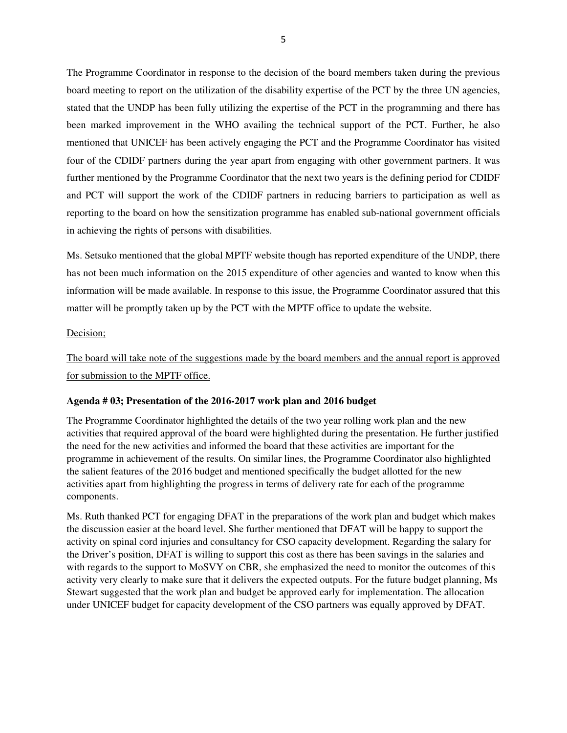The Programme Coordinator in response to the decision of the board members taken during the previous board meeting to report on the utilization of the disability expertise of the PCT by the three UN agencies, stated that the UNDP has been fully utilizing the expertise of the PCT in the programming and there has been marked improvement in the WHO availing the technical support of the PCT. Further, he also mentioned that UNICEF has been actively engaging the PCT and the Programme Coordinator has visited four of the CDIDF partners during the year apart from engaging with other government partners. It was further mentioned by the Programme Coordinator that the next two years is the defining period for CDIDF and PCT will support the work of the CDIDF partners in reducing barriers to participation as well as reporting to the board on how the sensitization programme has enabled sub-national government officials in achieving the rights of persons with disabilities.

Ms. Setsuko mentioned that the global MPTF website though has reported expenditure of the UNDP, there has not been much information on the 2015 expenditure of other agencies and wanted to know when this information will be made available. In response to this issue, the Programme Coordinator assured that this matter will be promptly taken up by the PCT with the MPTF office to update the website.

<u>Decision;</u>

<u>The board will take note of the suggestions made by the board members and the annual report is approved for submission to the MPTF office.</u>

**Agenda # 03; Presentation of the 2016-2017 work plan and 2016 budget**

The Programme Coordinator highlighted the details of the two year rolling work plan and the new activities that required approval of the board were highlighted during the presentation. He further justified the need for the new activities and informed the board that these activities are important for the programme in achievement of the results. On similar lines, the Programme Coordinator also highlighted the salient features of the 2016 budget and mentioned specifically the budget allotted for the new activities apart from highlighting the progress in terms of delivery rate for each of the programme components.

Ms. Ruth thanked PCT for engaging DFAT in the preparations of the work plan and budget which makes the discussion easier at the board level. She further mentioned that DFAT will be happy to support the activity on spinal cord injuries and consultancy for CSO capacity development. Regarding the salary for the Driver's position, DFAT is willing to support this cost as there has been savings in the salaries and with regards to the support to MoSVY on CBR, she emphasized the need to monitor the outcomes of this activity very clearly to make sure that it delivers the expected outputs. For the future budget planning, Ms Stewart suggested that the work plan and budget be approved early for implementation. The allocation under UNICEF budget for capacity development of the CSO partners was equally approved by DFAT.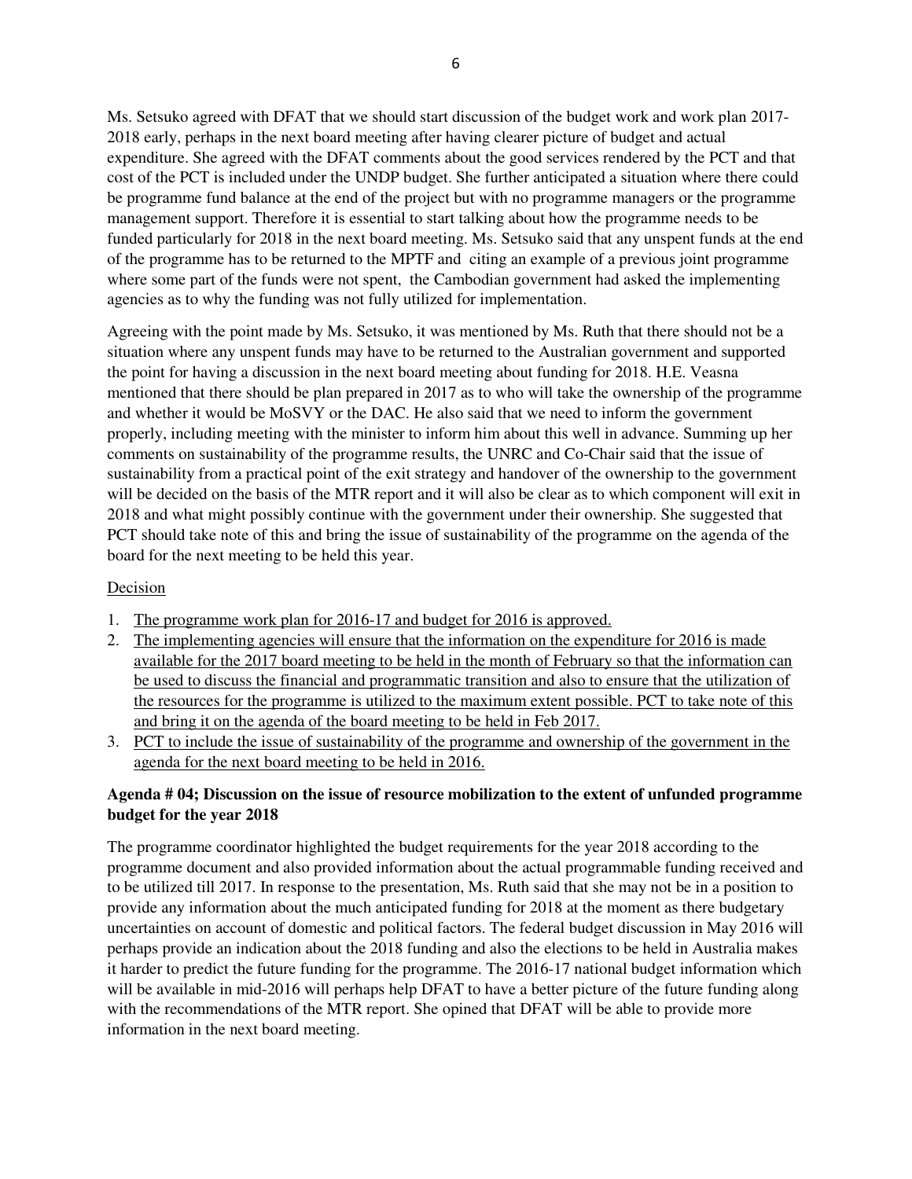Ms. Setsuko agreed with DFAT that we should start discussion of the budget work and work plan 2017-2018 early, perhaps in the next board meeting after having clearer picture of budget and actual expenditure. She agreed with the DFAT comments about the good services rendered by the PCT and that cost of the PCT is included under the UNDP budget. She further anticipated a situation where there could be programme fund balance at the end of the project but with no programme managers or the programme management support. Therefore it is essential to start talking about how the programme needs to be funded particularly for 2018 in the next board meeting. Ms. Setsuko said that any unspent funds at the end of the programme has to be returned to the MPTF and citing an example of a previous joint programme where some part of the funds were not spent, the Cambodian government had asked the implementing agencies as to why the funding was not fully utilized for implementation.

Agreeing with the point made by Ms. Setsuko, it was mentioned by Ms. Ruth that there should not be a situation where any unspent funds may have to be returned to the Australian government and supported the point for having a discussion in the next board meeting about funding for 2018. H.E. Veasna mentioned that there should be plan prepared in 2017 as to who will take the ownership of the programme and whether it would be MoSVY or the DAC. He also said that we need to inform the government properly, including meeting with the minister to inform him about this well in advance. Summing up her comments on sustainability of the programme results, the UNRC and Co-Chair said that the issue of sustainability from a practical point of the exit strategy and handover of the ownership to the government will be decided on the basis of the MTR report and it will also be clear as to which component will exit in 2018 and what might possibly continue with the government under their ownership. She suggested that PCT should take note of this and bring the issue of sustainability of the programme on the agenda of the board for the next meeting to be held this year.

Decision

1. The programme work plan for 2016-17 and budget for 2016 is approved.
2. The implementing agencies will ensure that the information on the expenditure for 2016 is made available for the 2017 board meeting to be held in the month of February so that the information can be used to discuss the financial and programmatic transition and also to ensure that the utilization of the resources for the programme is utilized to the maximum extent possible. PCT to take note of this and bring it on the agenda of the board meeting to be held in Feb 2017.
3. PCT to include the issue of sustainability of the programme and ownership of the government in the agenda for the next board meeting to be held in 2016.

**Agenda # 04; Discussion on the issue of resource mobilization to the extent of unfunded programme budget for the year 2018**

The programme coordinator highlighted the budget requirements for the year 2018 according to the programme document and also provided information about the actual programmable funding received and to be utilized till 2017. In response to the presentation, Ms. Ruth said that she may not be in a position to provide any information about the much anticipated funding for 2018 at the moment as there budgetary uncertainties on account of domestic and political factors. The federal budget discussion in May 2016 will perhaps provide an indication about the 2018 funding and also the elections to be held in Australia makes it harder to predict the future funding for the programme. The 2016-17 national budget information which will be available in mid-2016 will perhaps help DFAT to have a better picture of the future funding along with the recommendations of the MTR report. She opined that DFAT will be able to provide more information in the next board meeting.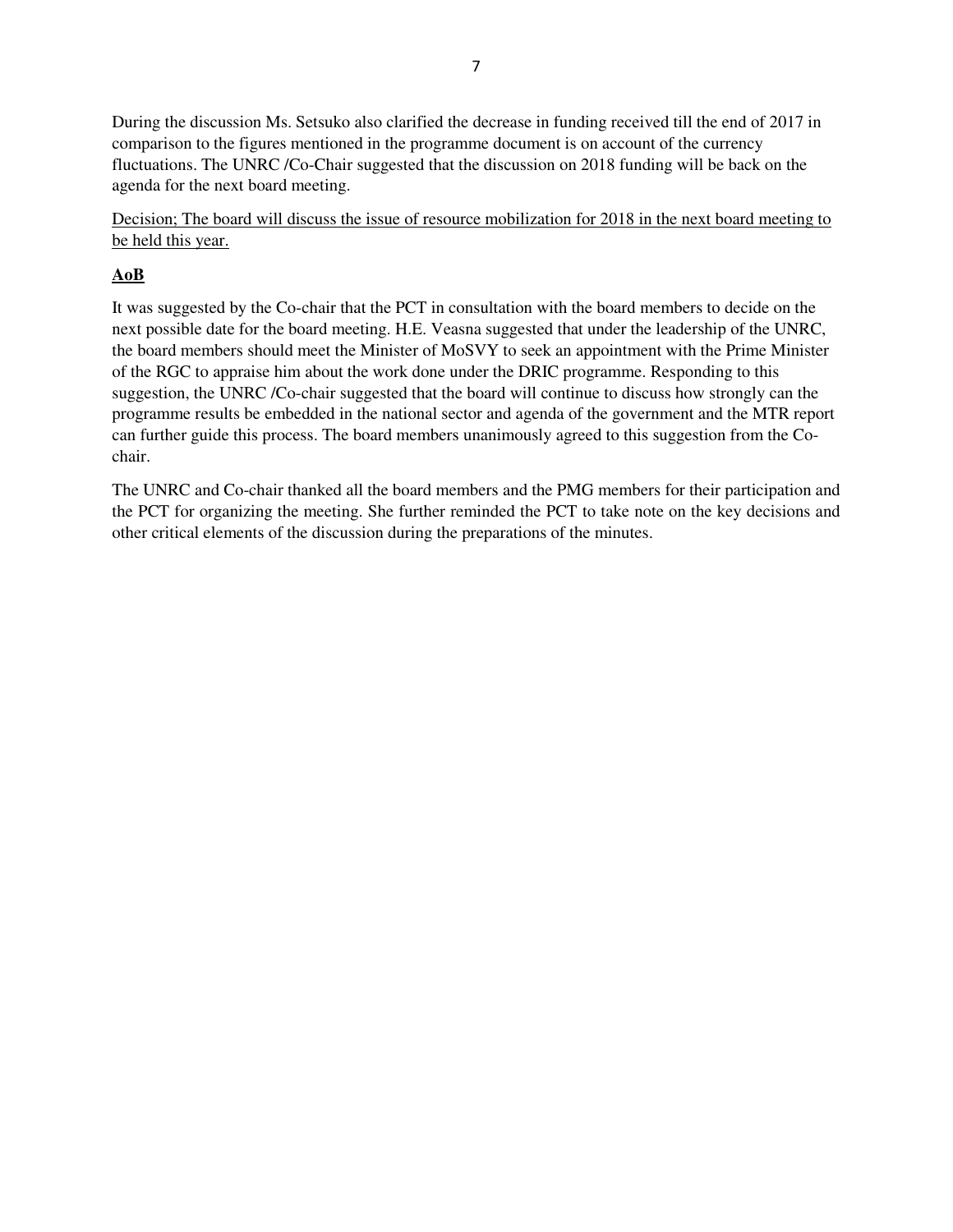During the discussion Ms. Setsuko also clarified the decrease in funding received till the end of 2017 in comparison to the figures mentioned in the programme document is on account of the currency fluctuations. The UNRC /Co-Chair suggested that the discussion on 2018 funding will be back on the agenda for the next board meeting.

<u>Decision; The board will discuss the issue of resource mobilization for 2018 in the next board meeting to be held this year.</u>

**<u>AoB</u>**

It was suggested by the Co-chair that the PCT in consultation with the board members to decide on the next possible date for the board meeting. H.E. Veasna suggested that under the leadership of the UNRC, the board members should meet the Minister of MoSVY to seek an appointment with the Prime Minister of the RGC to appraise him about the work done under the DRIC programme. Responding to this suggestion, the UNRC /Co-chair suggested that the board will continue to discuss how strongly can the programme results be embedded in the national sector and agenda of the government and the MTR report can further guide this process. The board members unanimously agreed to this suggestion from the Co-chair.

The UNRC and Co-chair thanked all the board members and the PMG members for their participation and the PCT for organizing the meeting. She further reminded the PCT to take note on the key decisions and other critical elements of the discussion during the preparations of the minutes.